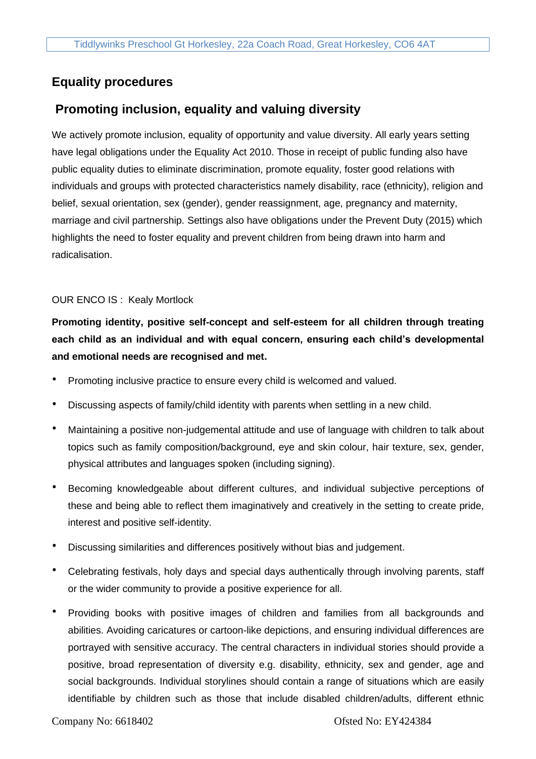## Equality procedures

## Promoting inclusion, equality and valuing diversity

We actively promote inclusion, equality of opportunity and value diversity. All early years setting have legal obligations under the Equality Act 2010. Those in receipt of public funding also have public equality duties to eliminate discrimination, promote equality, foster good relations with individuals and groups with protected characteristics namely disability, race (ethnicity), religion and belief, sexual orientation, sex (gender), gender reassignment, age, pregnancy and maternity, marriage and civil partnership. Settings also have obligations under the Prevent Duty (2015) which highlights the need to foster equality and prevent children from being drawn into harm and radicalisation.

OUR ENCO IS : Kealy Mortlock

**Promoting identity, positive self-concept and self-esteem for all children through treating each child as an individual and with equal concern, ensuring each child's developmental and emotional needs are recognised and met.**

- Promoting inclusive practice to ensure every child is welcomed and valued.
- Discussing aspects of family/child identity with parents when settling in a new child.
- Maintaining a positive non-judgemental attitude and use of language with children to talk about topics such as family composition/background, eye and skin colour, hair texture, sex, gender, physical attributes and languages spoken (including signing).
- Becoming knowledgeable about different cultures, and individual subjective perceptions of these and being able to reflect them imaginatively and creatively in the setting to create pride, interest and positive self-identity.
- Discussing similarities and differences positively without bias and judgement.
- Celebrating festivals, holy days and special days authentically through involving parents, staff or the wider community to provide a positive experience for all.
- Providing books with positive images of children and families from all backgrounds and abilities. Avoiding caricatures or cartoon-like depictions, and ensuring individual differences are portrayed with sensitive accuracy. The central characters in individual stories should provide a positive, broad representation of diversity e.g. disability, ethnicity, sex and gender, age and social backgrounds. Individual storylines should contain a range of situations which are easily identifiable by children such as those that include disabled children/adults, different ethnic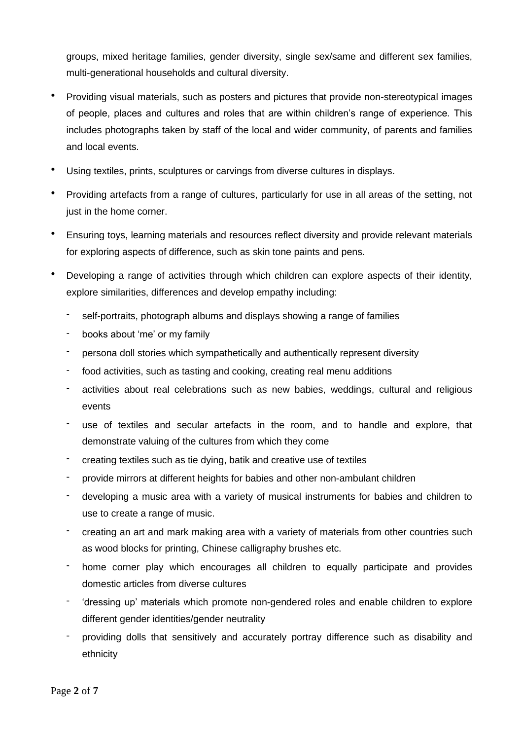groups, mixed heritage families, gender diversity, single sex/same and different sex families, multi-generational households and cultural diversity.

- Providing visual materials, such as posters and pictures that provide non-stereotypical images of people, places and cultures and roles that are within children's range of experience. This includes photographs taken by staff of the local and wider community, of parents and families and local events.
- Using textiles, prints, sculptures or carvings from diverse cultures in displays.
- Providing artefacts from a range of cultures, particularly for use in all areas of the setting, not just in the home corner.
- Ensuring toys, learning materials and resources reflect diversity and provide relevant materials for exploring aspects of difference, such as skin tone paints and pens.
- Developing a range of activities through which children can explore aspects of their identity, explore similarities, differences and develop empathy including:
  - self-portraits, photograph albums and displays showing a range of families
  - books about 'me' or my family
  - persona doll stories which sympathetically and authentically represent diversity
  - food activities, such as tasting and cooking, creating real menu additions
  - activities about real celebrations such as new babies, weddings, cultural and religious events
  - use of textiles and secular artefacts in the room, and to handle and explore, that demonstrate valuing of the cultures from which they come
  - creating textiles such as tie dying, batik and creative use of textiles
  - provide mirrors at different heights for babies and other non-ambulant children
  - developing a music area with a variety of musical instruments for babies and children to use to create a range of music.
  - creating an art and mark making area with a variety of materials from other countries such as wood blocks for printing, Chinese calligraphy brushes etc.
  - home corner play which encourages all children to equally participate and provides domestic articles from diverse cultures
  - 'dressing up' materials which promote non-gendered roles and enable children to explore different gender identities/gender neutrality
  - providing dolls that sensitively and accurately portray difference such as disability and ethnicity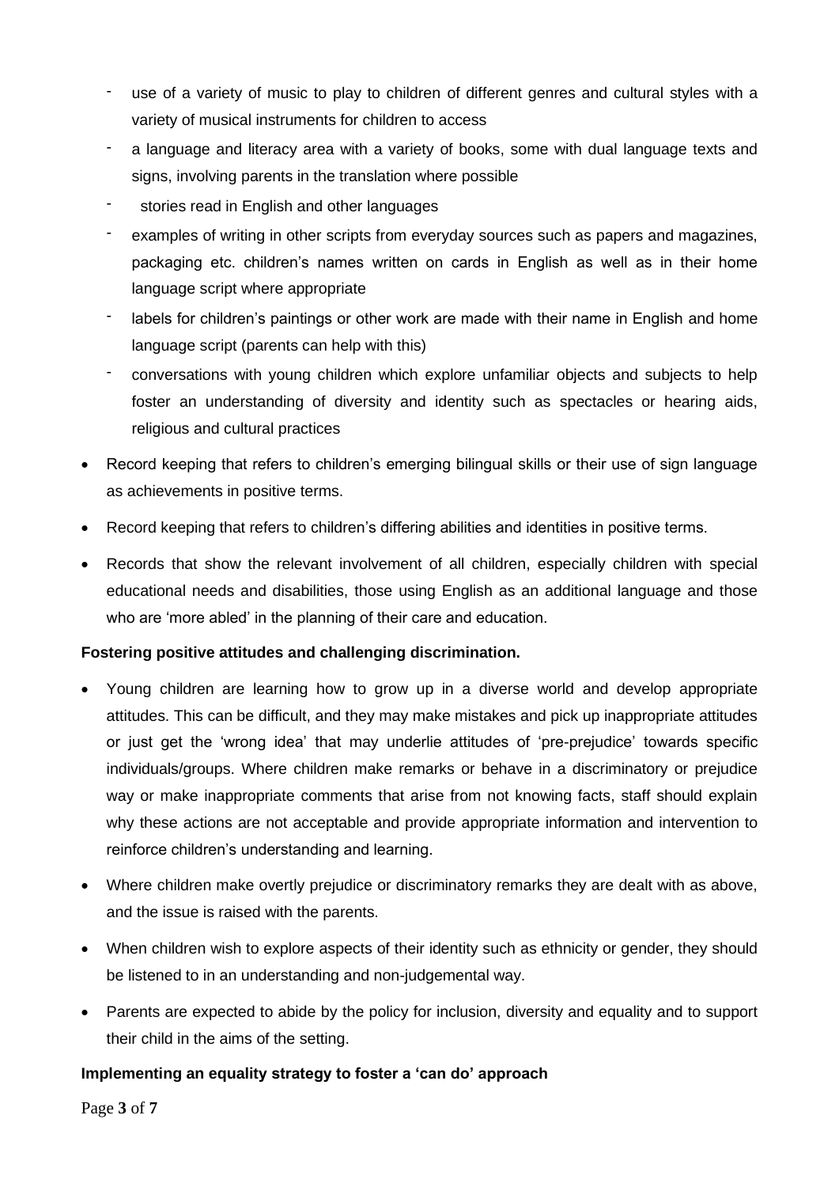- use of a variety of music to play to children of different genres and cultural styles with a variety of musical instruments for children to access
  - a language and literacy area with a variety of books, some with dual language texts and signs, involving parents in the translation where possible
  - stories read in English and other languages
  - examples of writing in other scripts from everyday sources such as papers and magazines, packaging etc. children's names written on cards in English as well as in their home language script where appropriate
  - labels for children's paintings or other work are made with their name in English and home language script (parents can help with this)
  - conversations with young children which explore unfamiliar objects and subjects to help foster an understanding of diversity and identity such as spectacles or hearing aids, religious and cultural practices
- Record keeping that refers to children's emerging bilingual skills or their use of sign language as achievements in positive terms.
- Record keeping that refers to children's differing abilities and identities in positive terms.
- Records that show the relevant involvement of all children, especially children with special educational needs and disabilities, those using English as an additional language and those who are 'more abled' in the planning of their care and education.

**Fostering positive attitudes and challenging discrimination.**

- Young children are learning how to grow up in a diverse world and develop appropriate attitudes. This can be difficult, and they may make mistakes and pick up inappropriate attitudes or just get the 'wrong idea' that may underlie attitudes of 'pre-prejudice' towards specific individuals/groups. Where children make remarks or behave in a discriminatory or prejudice way or make inappropriate comments that arise from not knowing facts, staff should explain why these actions are not acceptable and provide appropriate information and intervention to reinforce children's understanding and learning.
- Where children make overtly prejudice or discriminatory remarks they are dealt with as above, and the issue is raised with the parents.
- When children wish to explore aspects of their identity such as ethnicity or gender, they should be listened to in an understanding and non-judgemental way.
- Parents are expected to abide by the policy for inclusion, diversity and equality and to support their child in the aims of the setting.

**Implementing an equality strategy to foster a 'can do' approach**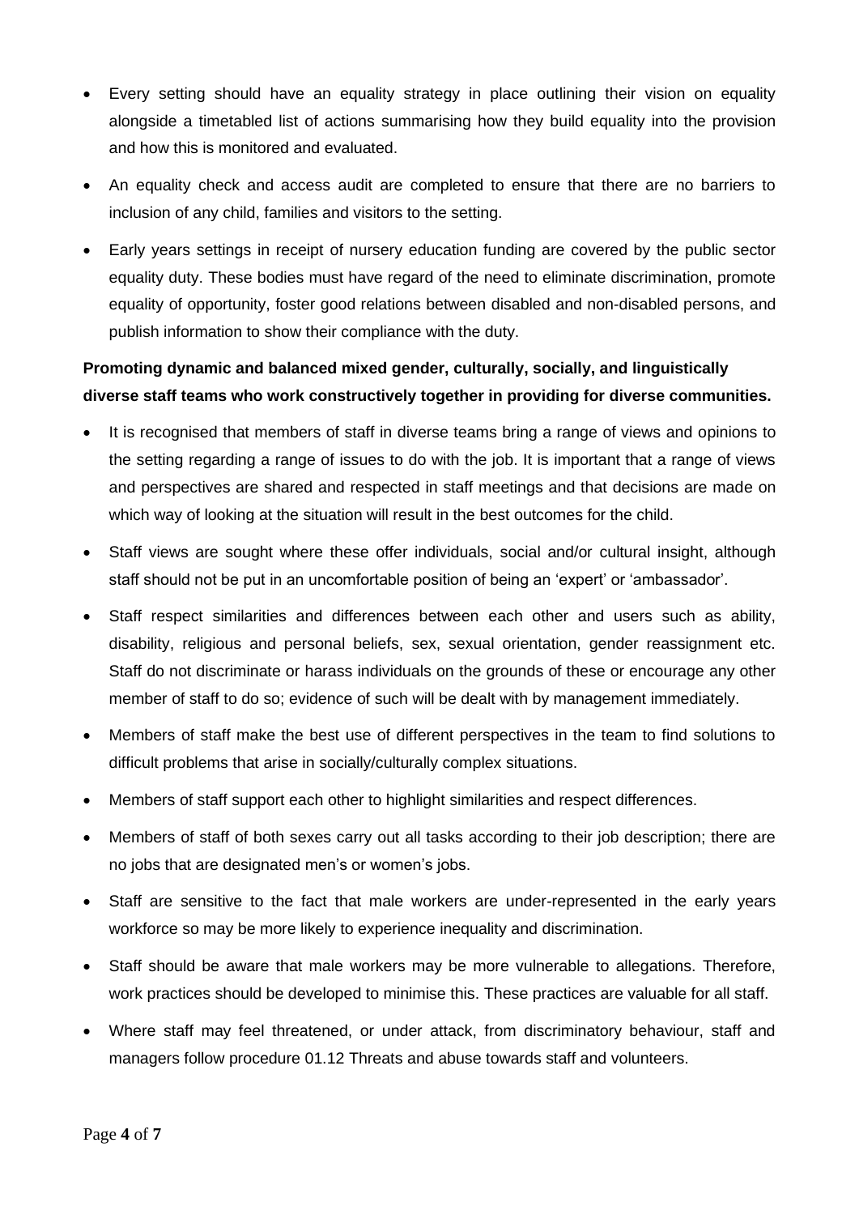- Every setting should have an equality strategy in place outlining their vision on equality alongside a timetabled list of actions summarising how they build equality into the provision and how this is monitored and evaluated.
- An equality check and access audit are completed to ensure that there are no barriers to inclusion of any child, families and visitors to the setting.
- Early years settings in receipt of nursery education funding are covered by the public sector equality duty. These bodies must have regard of the need to eliminate discrimination, promote equality of opportunity, foster good relations between disabled and non-disabled persons, and publish information to show their compliance with the duty.

**Promoting dynamic and balanced mixed gender, culturally, socially, and linguistically diverse staff teams who work constructively together in providing for diverse communities.**

- It is recognised that members of staff in diverse teams bring a range of views and opinions to the setting regarding a range of issues to do with the job. It is important that a range of views and perspectives are shared and respected in staff meetings and that decisions are made on which way of looking at the situation will result in the best outcomes for the child.
- Staff views are sought where these offer individuals, social and/or cultural insight, although staff should not be put in an uncomfortable position of being an 'expert' or 'ambassador'.
- Staff respect similarities and differences between each other and users such as ability, disability, religious and personal beliefs, sex, sexual orientation, gender reassignment etc. Staff do not discriminate or harass individuals on the grounds of these or encourage any other member of staff to do so; evidence of such will be dealt with by management immediately.
- Members of staff make the best use of different perspectives in the team to find solutions to difficult problems that arise in socially/culturally complex situations.
- Members of staff support each other to highlight similarities and respect differences.
- Members of staff of both sexes carry out all tasks according to their job description; there are no jobs that are designated men's or women's jobs.
- Staff are sensitive to the fact that male workers are under-represented in the early years workforce so may be more likely to experience inequality and discrimination.
- Staff should be aware that male workers may be more vulnerable to allegations. Therefore, work practices should be developed to minimise this. These practices are valuable for all staff.
- Where staff may feel threatened, or under attack, from discriminatory behaviour, staff and managers follow procedure 01.12 Threats and abuse towards staff and volunteers.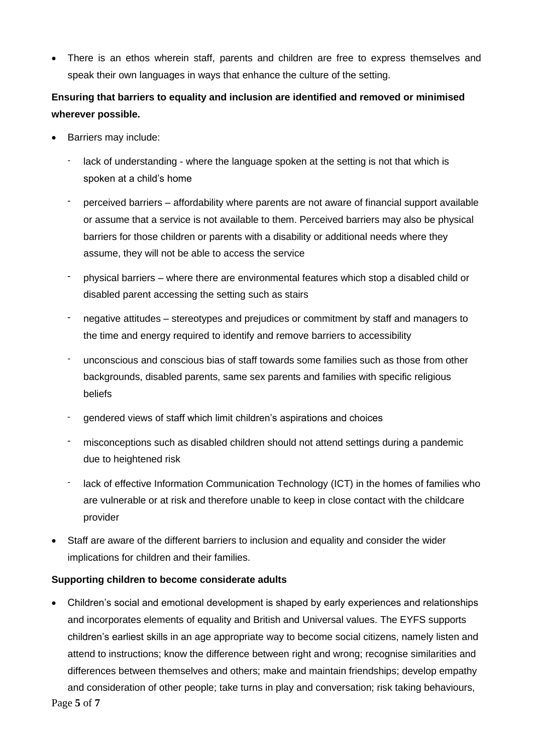- There is an ethos wherein staff, parents and children are free to express themselves and speak their own languages in ways that enhance the culture of the setting.

**Ensuring that barriers to equality and inclusion are identified and removed or minimised wherever possible.**

- Barriers may include:
  - lack of understanding - where the language spoken at the setting is not that which is spoken at a child's home
  - perceived barriers – affordability where parents are not aware of financial support available or assume that a service is not available to them. Perceived barriers may also be physical barriers for those children or parents with a disability or additional needs where they assume, they will not be able to access the service
  - physical barriers – where there are environmental features which stop a disabled child or disabled parent accessing the setting such as stairs
  - negative attitudes – stereotypes and prejudices or commitment by staff and managers to the time and energy required to identify and remove barriers to accessibility
  - unconscious and conscious bias of staff towards some families such as those from other backgrounds, disabled parents, same sex parents and families with specific religious beliefs
  - gendered views of staff which limit children's aspirations and choices
  - misconceptions such as disabled children should not attend settings during a pandemic due to heightened risk
  - lack of effective Information Communication Technology (ICT) in the homes of families who are vulnerable or at risk and therefore unable to keep in close contact with the childcare provider
- Staff are aware of the different barriers to inclusion and equality and consider the wider implications for children and their families.

**Supporting children to become considerate adults**

- Children's social and emotional development is shaped by early experiences and relationships and incorporates elements of equality and British and Universal values. The EYFS supports children's earliest skills in an age appropriate way to become social citizens, namely listen and attend to instructions; know the difference between right and wrong; recognise similarities and differences between themselves and others; make and maintain friendships; develop empathy and consideration of other people; take turns in play and conversation; risk taking behaviours,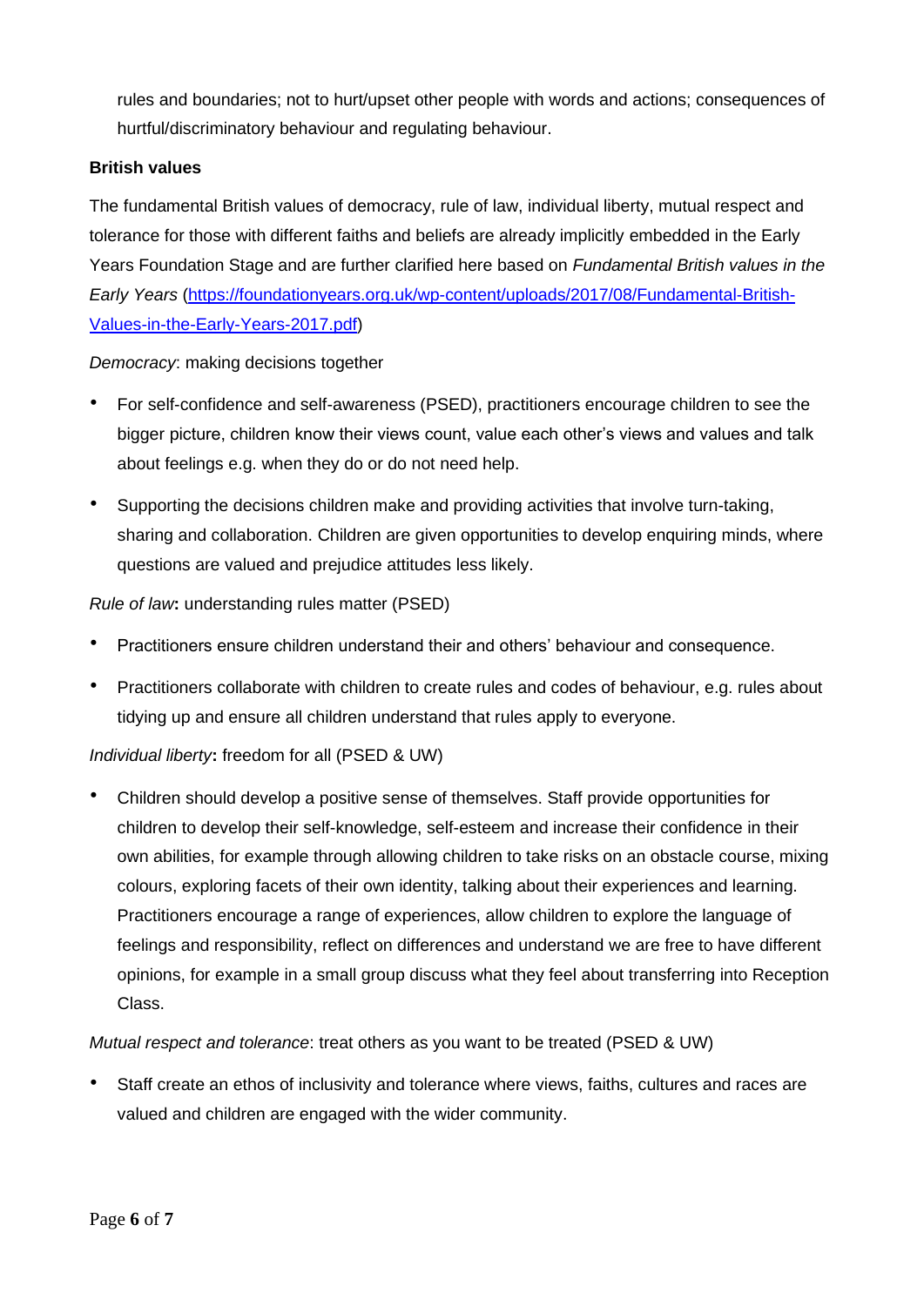rules and boundaries; not to hurt/upset other people with words and actions; consequences of hurtful/discriminatory behaviour and regulating behaviour.

**British values**

The fundamental British values of democracy, rule of law, individual liberty, mutual respect and tolerance for those with different faiths and beliefs are already implicitly embedded in the Early Years Foundation Stage and are further clarified here based on *Fundamental British values in the Early Years* ([https://foundationyears.org.uk/wp-content/uploads/2017/08/Fundamental-British-Values-in-the-Early-Years-2017.pdf](https://foundationyears.org.uk/wp-content/uploads/2017/08/Fundamental-British-Values-in-the-Early-Years-2017.pdf))

*Democracy*: making decisions together

- For self-confidence and self-awareness (PSED), practitioners encourage children to see the bigger picture, children know their views count, value each other's views and values and talk about feelings e.g. when they do or do not need help.
- Supporting the decisions children make and providing activities that involve turn-taking, sharing and collaboration. Children are given opportunities to develop enquiring minds, where questions are valued and prejudice attitudes less likely.

*Rule of law*: understanding rules matter (PSED)

- Practitioners ensure children understand their and others' behaviour and consequence.
- Practitioners collaborate with children to create rules and codes of behaviour, e.g. rules about tidying up and ensure all children understand that rules apply to everyone.

*Individual liberty*: freedom for all (PSED & UW)

- Children should develop a positive sense of themselves. Staff provide opportunities for children to develop their self-knowledge, self-esteem and increase their confidence in their own abilities, for example through allowing children to take risks on an obstacle course, mixing colours, exploring facets of their own identity, talking about their experiences and learning. Practitioners encourage a range of experiences, allow children to explore the language of feelings and responsibility, reflect on differences and understand we are free to have different opinions, for example in a small group discuss what they feel about transferring into Reception Class.

*Mutual respect and tolerance*: treat others as you want to be treated (PSED & UW)

- Staff create an ethos of inclusivity and tolerance where views, faiths, cultures and races are valued and children are engaged with the wider community.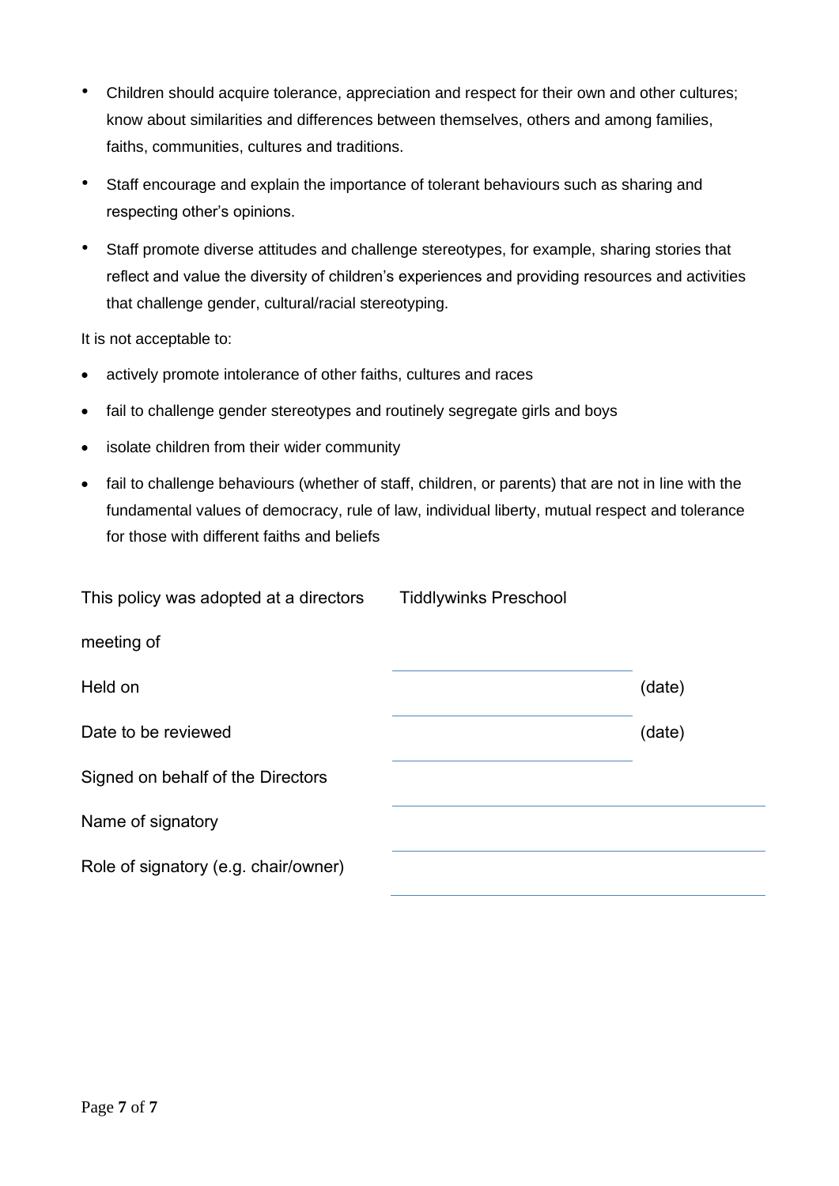- Children should acquire tolerance, appreciation and respect for their own and other cultures; know about similarities and differences between themselves, others and among families, faiths, communities, cultures and traditions.
- Staff encourage and explain the importance of tolerant behaviours such as sharing and respecting other's opinions.
- Staff promote diverse attitudes and challenge stereotypes, for example, sharing stories that reflect and value the diversity of children's experiences and providing resources and activities that challenge gender, cultural/racial stereotyping.

It is not acceptable to:

- actively promote intolerance of other faiths, cultures and races
- fail to challenge gender stereotypes and routinely segregate girls and boys
- isolate children from their wider community
- fail to challenge behaviours (whether of staff, children, or parents) that are not in line with the fundamental values of democracy, rule of law, individual liberty, mutual respect and tolerance for those with different faiths and beliefs

| | | |
|---|---|---|
| This policy was adopted at a directors meeting of | Tiddlywinks Preschool | |
| Held on | | (date) |
| Date to be reviewed | | (date) |
| Signed on behalf of the Directors | | |
| Name of signatory | | |
| Role of signatory (e.g. chair/owner) | | |